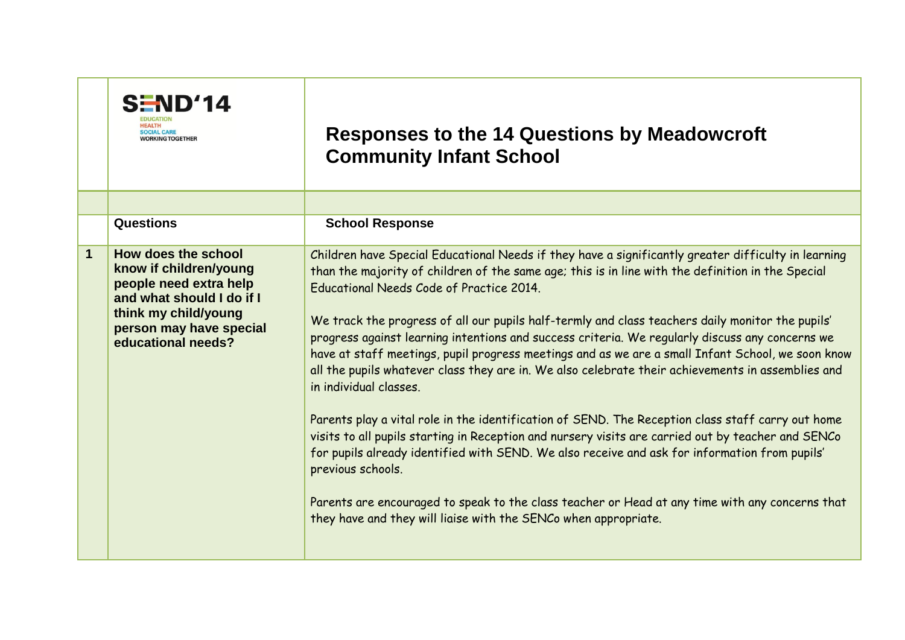| | SEND'14 EDUCATION HEALTH SOCIAL CARE WORKING TOGETHER | Responses to the 14 Questions by Meadowcroft Community Infant School |
|---|---|---|
| | | |
| | **Questions** | **School Response** |
| **1** | **How does the school know if children/young people need extra help and what should I do if I think my child/young person may have special educational needs?** | Children have Special Educational Needs if they have a significantly greater difficulty in learning than the majority of children of the same age; this is in line with the definition in the Special Educational Needs Code of Practice 2014.<br><br>We track the progress of all our pupils half-termly and class teachers daily monitor the pupils' progress against learning intentions and success criteria. We regularly discuss any concerns we have at staff meetings, pupil progress meetings and as we are a small Infant School, we soon know all the pupils whatever class they are in. We also celebrate their achievements in assemblies and in individual classes.<br><br>Parents play a vital role in the identification of SEND. The Reception class staff carry out home visits to all pupils starting in Reception and nursery visits are carried out by teacher and SENCo for pupils already identified with SEND. We also receive and ask for information from pupils' previous schools.<br><br>Parents are encouraged to speak to the class teacher or Head at any time with any concerns that they have and they will liaise with the SENCo when appropriate. |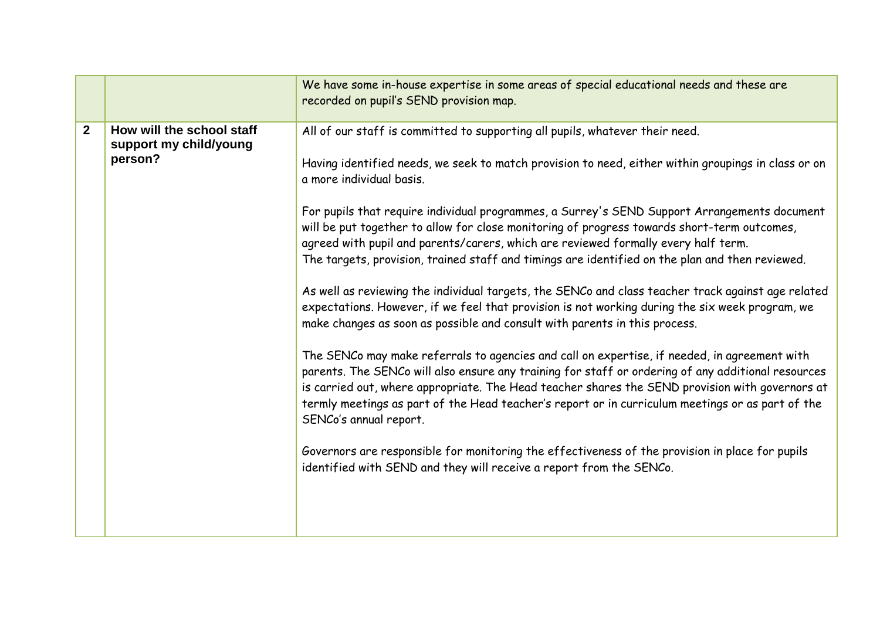| | | |
|---|---|---|
| | | We have some in-house expertise in some areas of special educational needs and these are recorded on pupil's SEND provision map. |
| **2** | **How will the school staff support my child/young person?** | All of our staff is committed to supporting all pupils, whatever their need.<br><br>Having identified needs, we seek to match provision to need, either within groupings in class or on a more individual basis.<br><br>For pupils that require individual programmes, a Surrey's SEND Support Arrangements document will be put together to allow for close monitoring of progress towards short-term outcomes, agreed with pupil and parents/carers, which are reviewed formally every half term.<br>The targets, provision, trained staff and timings are identified on the plan and then reviewed.<br><br>As well as reviewing the individual targets, the SENCo and class teacher track against age related expectations. However, if we feel that provision is not working during the six week program, we make changes as soon as possible and consult with parents in this process.<br><br>The SENCo may make referrals to agencies and call on expertise, if needed, in agreement with parents. The SENCo will also ensure any training for staff or ordering of any additional resources is carried out, where appropriate. The Head teacher shares the SEND provision with governors at termly meetings as part of the Head teacher's report or in curriculum meetings or as part of the SENCo's annual report.<br><br>Governors are responsible for monitoring the effectiveness of the provision in place for pupils identified with SEND and they will receive a report from the SENCo. |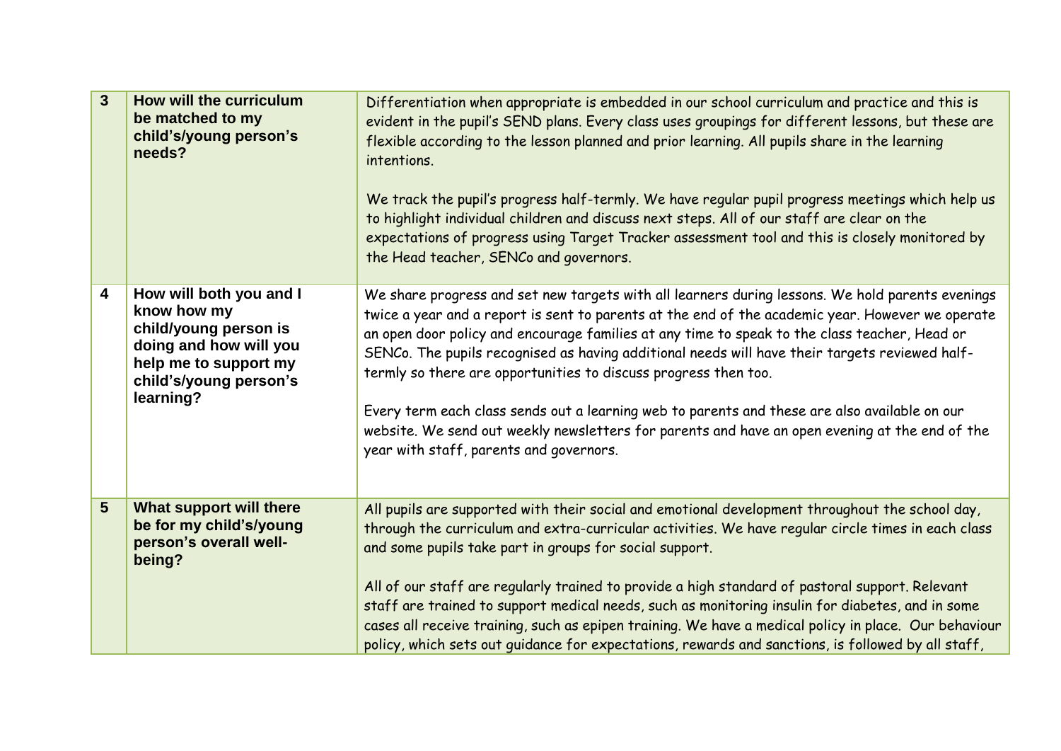| 3 | How will the curriculum be matched to my child's/young person's needs? | Differentiation when appropriate is embedded in our school curriculum and practice and this is evident in the pupil's SEND plans. Every class uses groupings for different lessons, but these are flexible according to the lesson planned and prior learning. All pupils share in the learning intentions.<br><br>We track the pupil's progress half-termly. We have regular pupil progress meetings which help us to highlight individual children and discuss next steps. All of our staff are clear on the expectations of progress using Target Tracker assessment tool and this is closely monitored by the Head teacher, SENCo and governors. |
|---|---|---|
| 4 | How will both you and I know how my child/young person is doing and how will you help me to support my child's/young person's learning? | We share progress and set new targets with all learners during lessons. We hold parents evenings twice a year and a report is sent to parents at the end of the academic year. However we operate an open door policy and encourage families at any time to speak to the class teacher, Head or SENCo. The pupils recognised as having additional needs will have their targets reviewed half-termly so there are opportunities to discuss progress then too.<br><br>Every term each class sends out a learning web to parents and these are also available on our website. We send out weekly newsletters for parents and have an open evening at the end of the year with staff, parents and governors. |
| 5 | What support will there be for my child's/young person's overall well-being? | All pupils are supported with their social and emotional development throughout the school day, through the curriculum and extra-curricular activities. We have regular circle times in each class and some pupils take part in groups for social support.<br><br>All of our staff are regularly trained to provide a high standard of pastoral support. Relevant staff are trained to support medical needs, such as monitoring insulin for diabetes, and in some cases all receive training, such as epipen training. We have a medical policy in place. Our behaviour policy, which sets out guidance for expectations, rewards and sanctions, is followed by all staff, |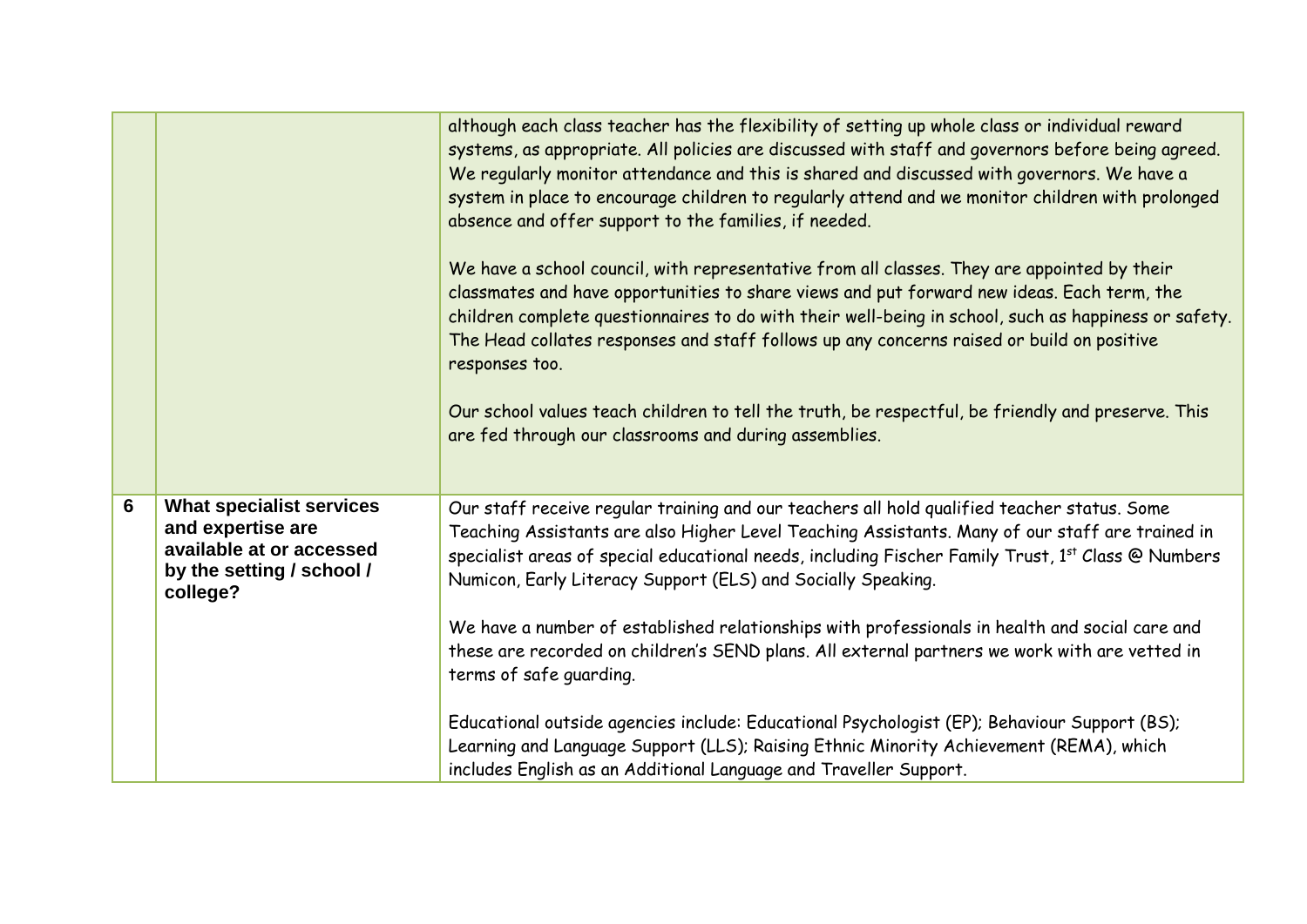| | | |
|---|---|---|
| | | although each class teacher has the flexibility of setting up whole class or individual reward systems, as appropriate. All policies are discussed with staff and governors before being agreed. We regularly monitor attendance and this is shared and discussed with governors. We have a system in place to encourage children to regularly attend and we monitor children with prolonged absence and offer support to the families, if needed.<br><br>We have a school council, with representative from all classes. They are appointed by their classmates and have opportunities to share views and put forward new ideas. Each term, the children complete questionnaires to do with their well-being in school, such as happiness or safety. The Head collates responses and staff follows up any concerns raised or build on positive responses too.<br><br>Our school values teach children to tell the truth, be respectful, be friendly and preserve. This are fed through our classrooms and during assemblies. |
| 6 | **What specialist services and expertise are available at or accessed by the setting / school / college?** | Our staff receive regular training and our teachers all hold qualified teacher status. Some Teaching Assistants are also Higher Level Teaching Assistants. Many of our staff are trained in specialist areas of special educational needs, including Fischer Family Trust, 1st Class @ Numbers Numicon, Early Literacy Support (ELS) and Socially Speaking.<br><br>We have a number of established relationships with professionals in health and social care and these are recorded on children's SEND plans. All external partners we work with are vetted in terms of safe guarding.<br><br>Educational outside agencies include: Educational Psychologist (EP); Behaviour Support (BS); Learning and Language Support (LLS); Raising Ethnic Minority Achievement (REMA), which includes English as an Additional Language and Traveller Support. |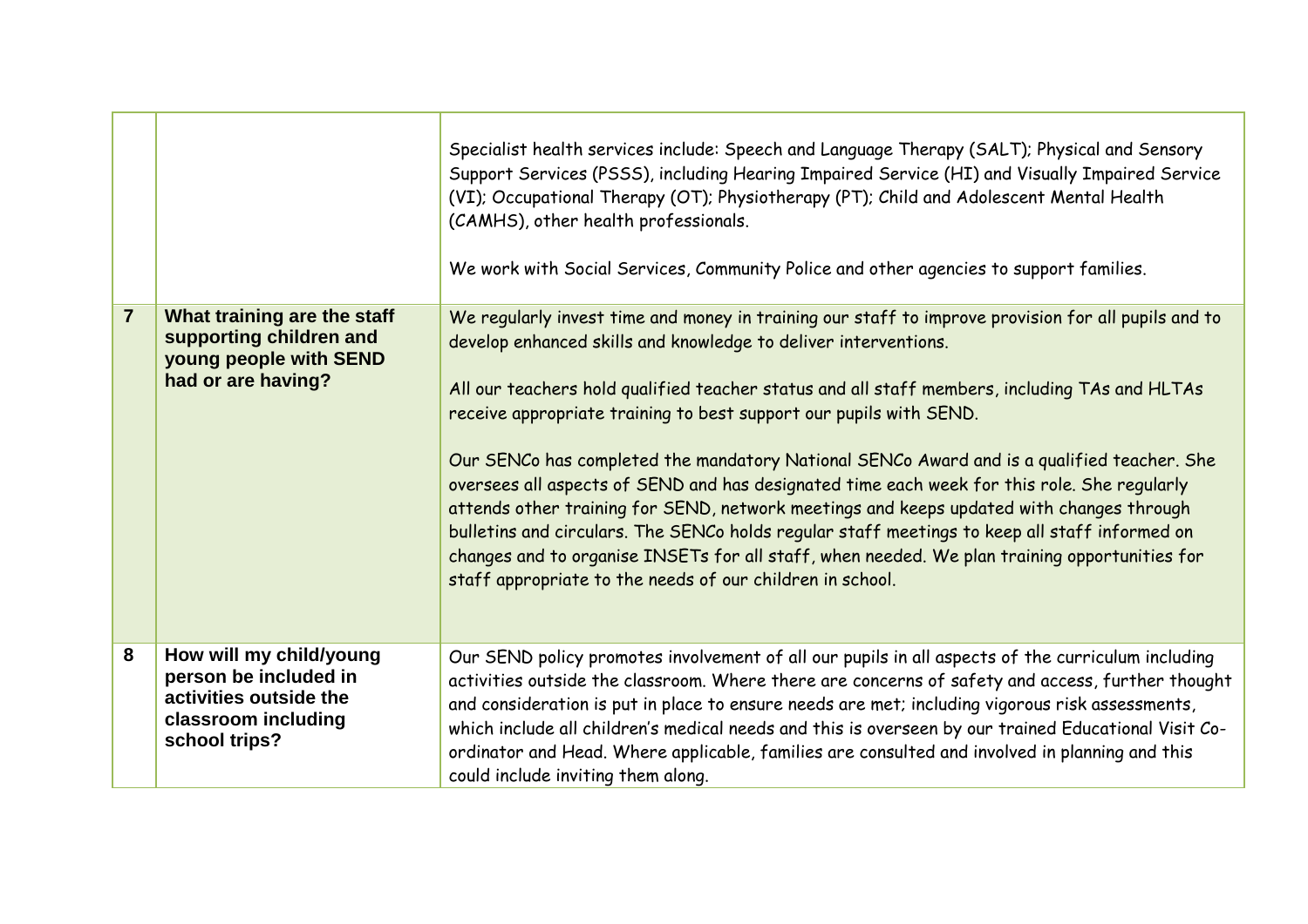| | | |
|---|---|---|
| | | Specialist health services include: Speech and Language Therapy (SALT); Physical and Sensory Support Services (PSSS), including Hearing Impaired Service (HI) and Visually Impaired Service (VI); Occupational Therapy (OT); Physiotherapy (PT); Child and Adolescent Mental Health (CAMHS), other health professionals.<br><br>We work with Social Services, Community Police and other agencies to support families. |
| **7** | **What training are the staff supporting children and young people with SEND had or are having?** | We regularly invest time and money in training our staff to improve provision for all pupils and to develop enhanced skills and knowledge to deliver interventions.<br><br>All our teachers hold qualified teacher status and all staff members, including TAs and HLTAs receive appropriate training to best support our pupils with SEND.<br><br>Our SENCo has completed the mandatory National SENCo Award and is a qualified teacher. She oversees all aspects of SEND and has designated time each week for this role. She regularly attends other training for SEND, network meetings and keeps updated with changes through bulletins and circulars. The SENCo holds regular staff meetings to keep all staff informed on changes and to organise INSETs for all staff, when needed. We plan training opportunities for staff appropriate to the needs of our children in school. |
| **8** | **How will my child/young person be included in activities outside the classroom including school trips?** | Our SEND policy promotes involvement of all our pupils in all aspects of the curriculum including activities outside the classroom. Where there are concerns of safety and access, further thought and consideration is put in place to ensure needs are met; including vigorous risk assessments, which include all children's medical needs and this is overseen by our trained Educational Visit Co-ordinator and Head. Where applicable, families are consulted and involved in planning and this could include inviting them along. |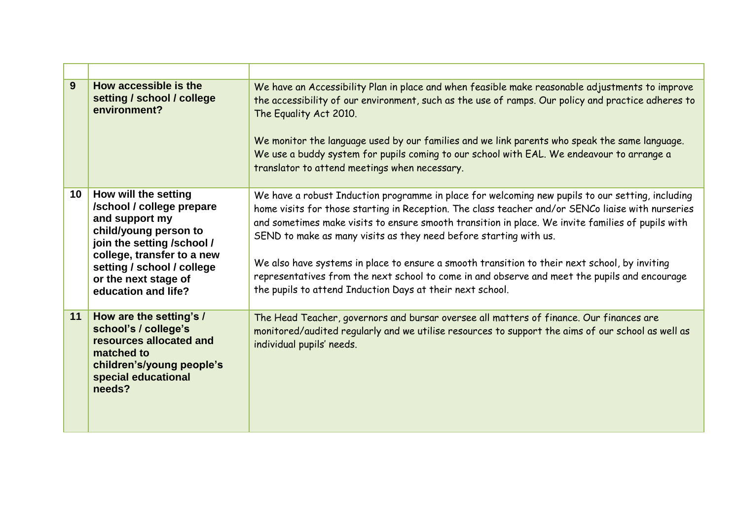| | | |
|---|---|---|
| 9 | **How accessible is the setting / school / college environment?** | We have an Accessibility Plan in place and when feasible make reasonable adjustments to improve the accessibility of our environment, such as the use of ramps. Our policy and practice adheres to The Equality Act 2010.<br><br>We monitor the language used by our families and we link parents who speak the same language. We use a buddy system for pupils coming to our school with EAL. We endeavour to arrange a translator to attend meetings when necessary. |
| 10 | **How will the setting /school / college prepare and support my child/young person to join the setting /school / college, transfer to a new setting / school / college or the next stage of education and life?** | We have a robust Induction programme in place for welcoming new pupils to our setting, including home visits for those starting in Reception. The class teacher and/or SENCo liaise with nurseries and sometimes make visits to ensure smooth transition in place. We invite families of pupils with SEND to make as many visits as they need before starting with us.<br><br>We also have systems in place to ensure a smooth transition to their next school, by inviting representatives from the next school to come in and observe and meet the pupils and encourage the pupils to attend Induction Days at their next school. |
| 11 | **How are the setting's / school's / college's resources allocated and matched to children's/young people's special educational needs?** | The Head Teacher, governors and bursar oversee all matters of finance. Our finances are monitored/audited regularly and we utilise resources to support the aims of our school as well as individual pupils' needs. |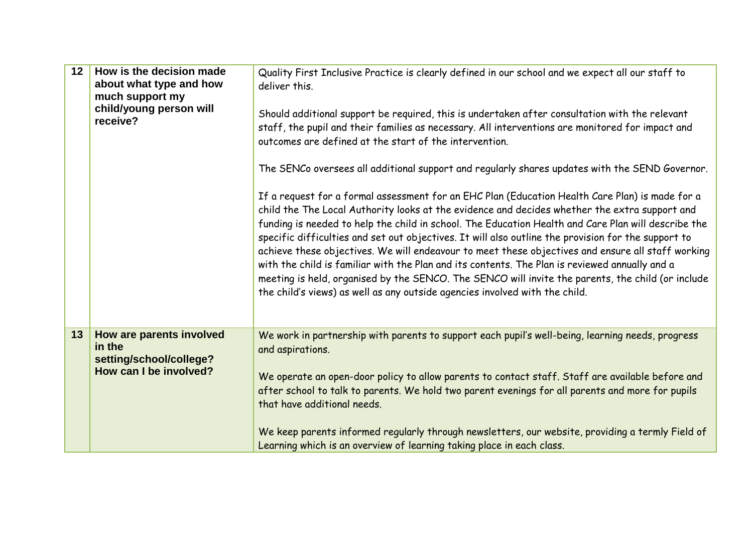| | | |
|---|---|---|
| **12** | **How is the decision made about what type and how much support my child/young person will receive?** | Quality First Inclusive Practice is clearly defined in our school and we expect all our staff to deliver this.<br><br>Should additional support be required, this is undertaken after consultation with the relevant staff, the pupil and their families as necessary. All interventions are monitored for impact and outcomes are defined at the start of the intervention.<br><br>The SENCo oversees all additional support and regularly shares updates with the SEND Governor.<br><br>If a request for a formal assessment for an EHC Plan (Education Health Care Plan) is made for a child the The Local Authority looks at the evidence and decides whether the extra support and funding is needed to help the child in school. The Education Health and Care Plan will describe the specific difficulties and set out objectives. It will also outline the provision for the support to achieve these objectives. We will endeavour to meet these objectives and ensure all staff working with the child is familiar with the Plan and its contents. The Plan is reviewed annually and a meeting is held, organised by the SENCO. The SENCO will invite the parents, the child (or include the child's views) as well as any outside agencies involved with the child. |
| **13** | **How are parents involved in the setting/school/college? How can I be involved?** | We work in partnership with parents to support each pupil's well-being, learning needs, progress and aspirations.<br><br>We operate an open-door policy to allow parents to contact staff. Staff are available before and after school to talk to parents. We hold two parent evenings for all parents and more for pupils that have additional needs.<br><br>We keep parents informed regularly through newsletters, our website, providing a termly Field of Learning which is an overview of learning taking place in each class. |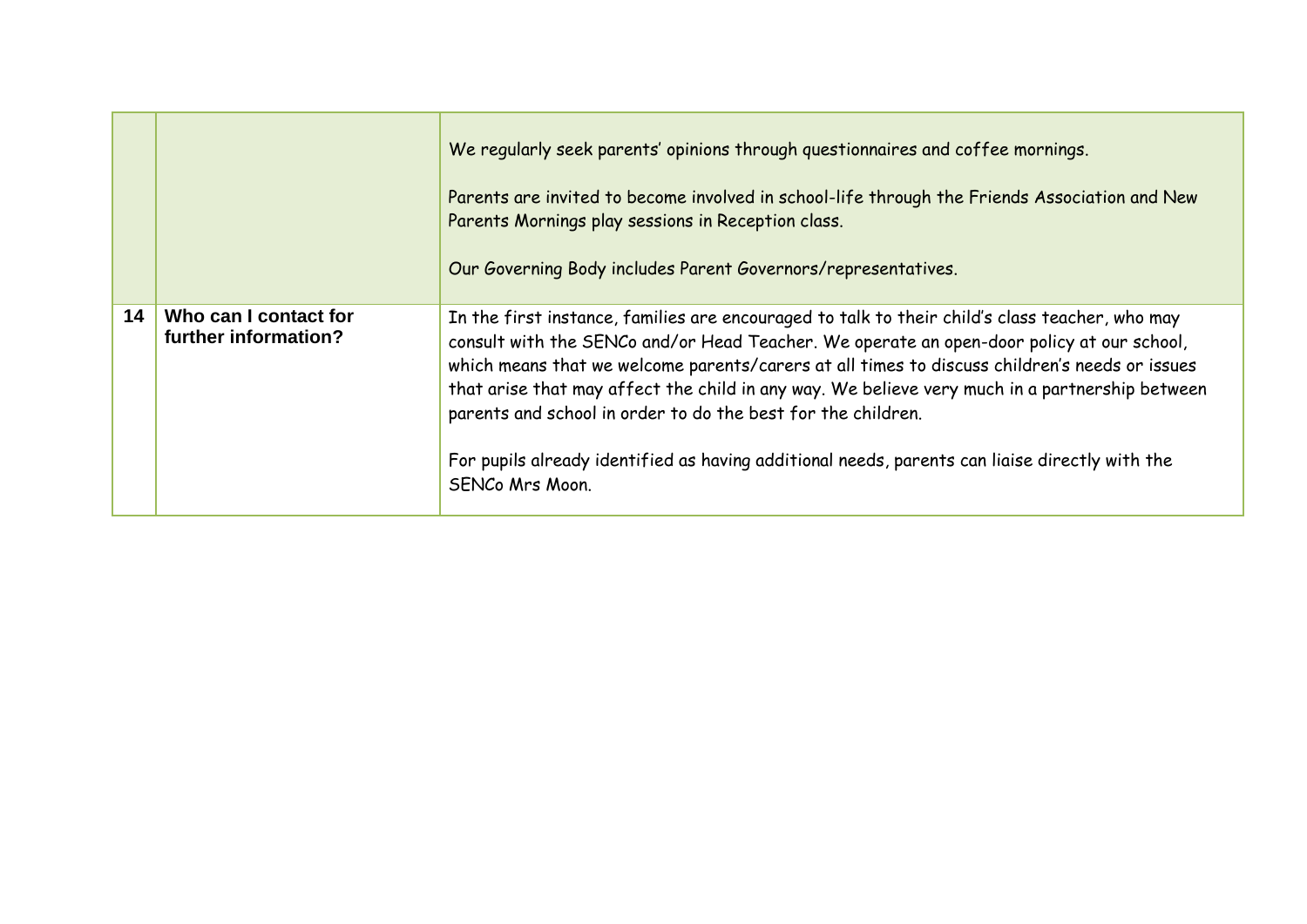| | | |
|---|---|---|
| | | We regularly seek parents' opinions through questionnaires and coffee mornings.<br><br>Parents are invited to become involved in school-life through the Friends Association and New Parents Mornings play sessions in Reception class.<br><br>Our Governing Body includes Parent Governors/representatives. |
| **14** | **Who can I contact for further information?** | In the first instance, families are encouraged to talk to their child's class teacher, who may consult with the SENCo and/or Head Teacher. We operate an open-door policy at our school, which means that we welcome parents/carers at all times to discuss children's needs or issues that arise that may affect the child in any way. We believe very much in a partnership between parents and school in order to do the best for the children.<br><br>For pupils already identified as having additional needs, parents can liaise directly with the SENCo Mrs Moon. |